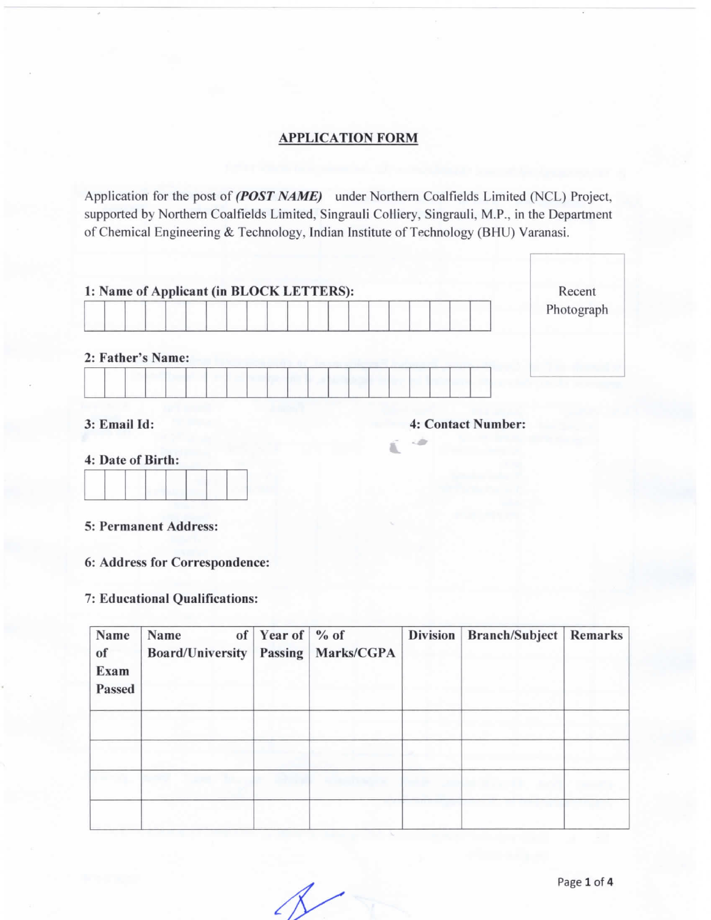## APPLICATION FORM

Application for the post of ***(POST NAME)*** under Northern Coalfields Limited (NCL) Project, supported by Northern Coalfields Limited, Singrauli Colliery, Singrauli, M.P., in the Department of Chemical Engineering & Technology, Indian Institute of Technology (BHU) Varanasi.

Recent Photograph

**1: Name of Applicant (in BLOCK LETTERS):**

| | | | | | | | | | | | | | | | | | | | |
|---|---|---|---|---|---|---|---|---|---|---|---|---|---|---|---|---|---|---|---|

**2: Father's Name:**

| | | | | | | | | | | | | | | | | | | | |
|---|---|---|---|---|---|---|---|---|---|---|---|---|---|---|---|---|---|---|---|

**3: Email Id:**

**4: Contact Number:**

**4: Date of Birth:**

| | | | | | | | |
|---|---|---|---|---|---|---|---|

**5: Permanent Address:**

**6: Address for Correspondence:**

**7: Educational Qualifications:**

| Name of Exam Passed | Name of Board/University | Year of Passing | % of Marks/CGPA | Division | Branch/Subject | Remarks |
|---|---|---|---|---|---|---|
| | | | | | | |
| | | | | | | |
| | | | | | | |
| | | | | | | |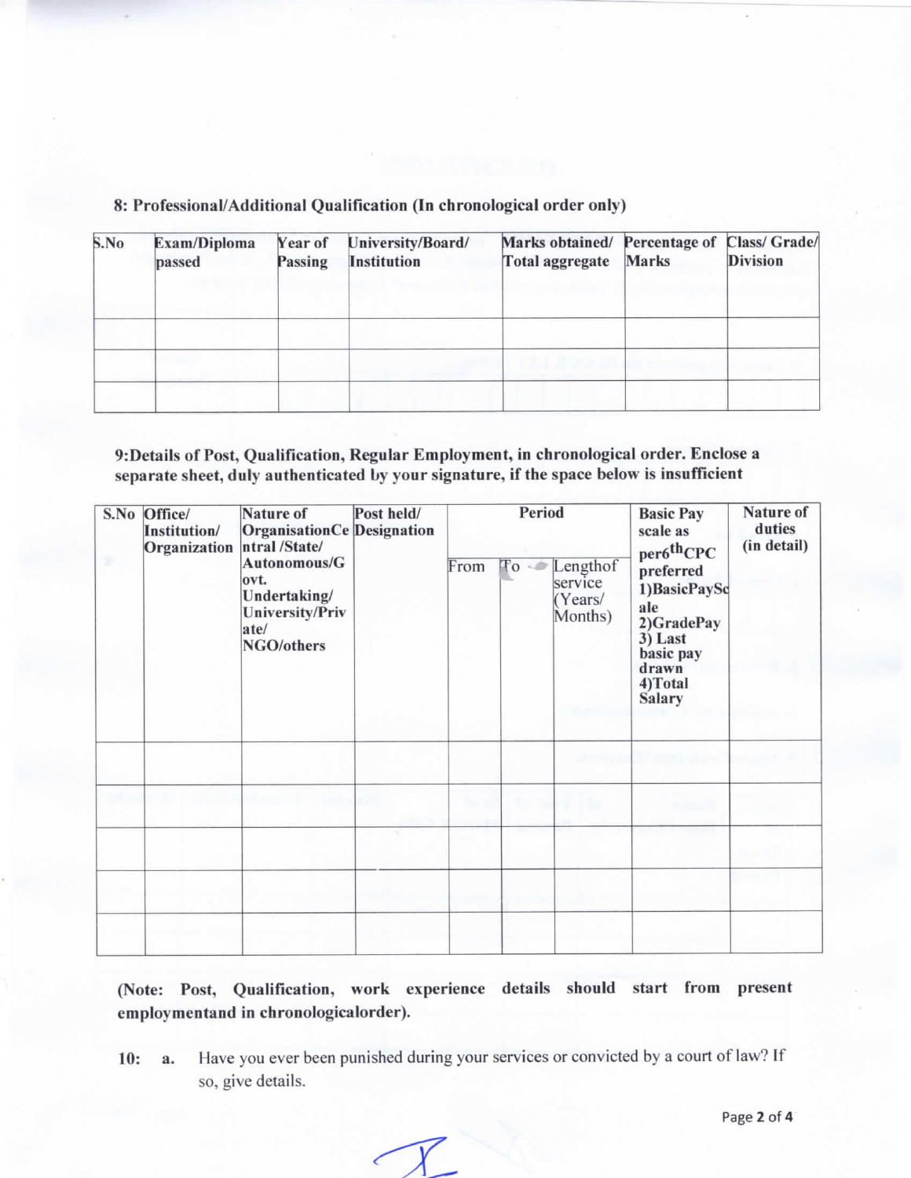**8: Professional/Additional Qualification (In chronological order only)**

| S.No | Exam/Diploma passed | Year of Passing | University/Board/ Institution | Marks obtained/ Total aggregate | Percentage of Marks | Class/ Grade/ Division |
|---|---|---|---|---|---|---|
| | | | | | | |
| | | | | | | |
| | | | | | | |

**9:Details of Post, Qualification, Regular Employment, in chronological order. Enclose a separate sheet, duly authenticated by your signature, if the space below is insufficient**

| S.No | Office/ Institution/ Organization | Nature of OrganisationCentral /State/ Autonomous/Govt. Undertaking/ University/Private/ NGO/others | Post held/ Designation | Period | | | Basic Pay scale as per6$^{th}$CPC preferred 1)BasicPayScale 2)GradePay 3) Last basic pay drawn 4)Total Salary | Nature of duties (in detail) |
|---|---|---|---|---|---|---|---|---|
| | | | | From | To | Lengthof service (Years/ Months) | | |
| | | | | | | | | |
| | | | | | | | | |
| | | | | | | | | |
| | | | | | | | | |
| | | | | | | | | |

**(Note: Post, Qualification, work experience details should start from present employmentand in chronologicalorder).**

**10:** **a.** Have you ever been punished during your services or convicted by a court of law? If so, give details.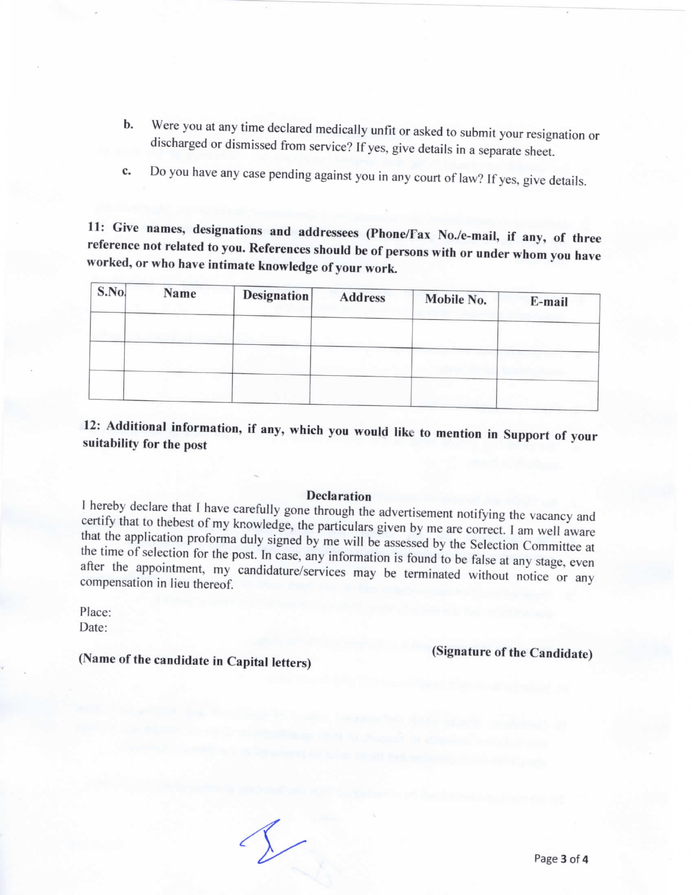b. Were you at any time declared medically unfit or asked to submit your resignation or discharged or dismissed from service? If yes, give details in a separate sheet.

c. Do you have any case pending against you in any court of law? If yes, give details.

**11: Give names, designations and addressees (Phone/Fax No./e-mail, if any, of three reference not related to you. References should be of persons with or under whom you have worked, or who have intimate knowledge of your work.**

| S.No. | Name | Designation | Address | Mobile No. | E-mail |
|---|---|---|---|---|---|
| | | | | | |
| | | | | | |
| | | | | | |

**12: Additional information, if any, which you would like to mention in Support of your suitability for the post**

**Declaration**

I hereby declare that I have carefully gone through the advertisement notifying the vacancy and certify that to thebest of my knowledge, the particulars given by me are correct. I am well aware that the application proforma duly signed by me will be assessed by the Selection Committee at the time of selection for the post. In case, any information is found to be false at any stage, even after the appointment, my candidature/services may be terminated without notice or any compensation in lieu thereof.

Place:
Date:

**(Name of the candidate in Capital letters)** **(Signature of the Candidate)**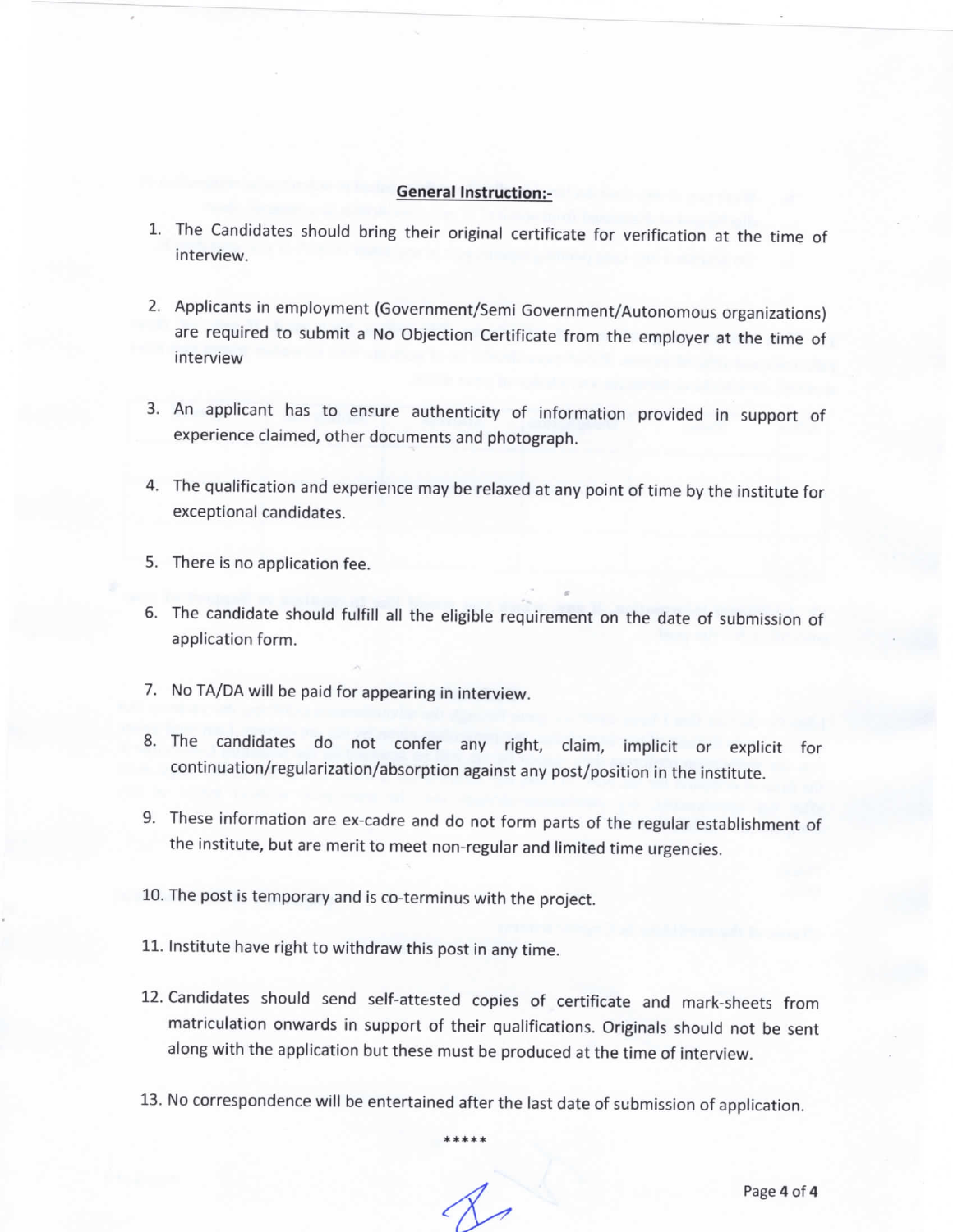**General Instruction:-**

1. The Candidates should bring their original certificate for verification at the time of interview.
2. Applicants in employment (Government/Semi Government/Autonomous organizations) are required to submit a No Objection Certificate from the employer at the time of interview
3. An applicant has to ensure authenticity of information provided in support of experience claimed, other documents and photograph.
4. The qualification and experience may be relaxed at any point of time by the institute for exceptional candidates.
5. There is no application fee.
6. The candidate should fulfill all the eligible requirement on the date of submission of application form.
7. No TA/DA will be paid for appearing in interview.
8. The candidates do not confer any right, claim, implicit or explicit for continuation/regularization/absorption against any post/position in the institute.
9. These information are ex-cadre and do not form parts of the regular establishment of the institute, but are merit to meet non-regular and limited time urgencies.
10. The post is temporary and is co-terminus with the project.
11. Institute have right to withdraw this post in any time.
12. Candidates should send self-attested copies of certificate and mark-sheets from matriculation onwards in support of their qualifications. Originals should not be sent along with the application but these must be produced at the time of interview.
13. No correspondence will be entertained after the last date of submission of application.

*****